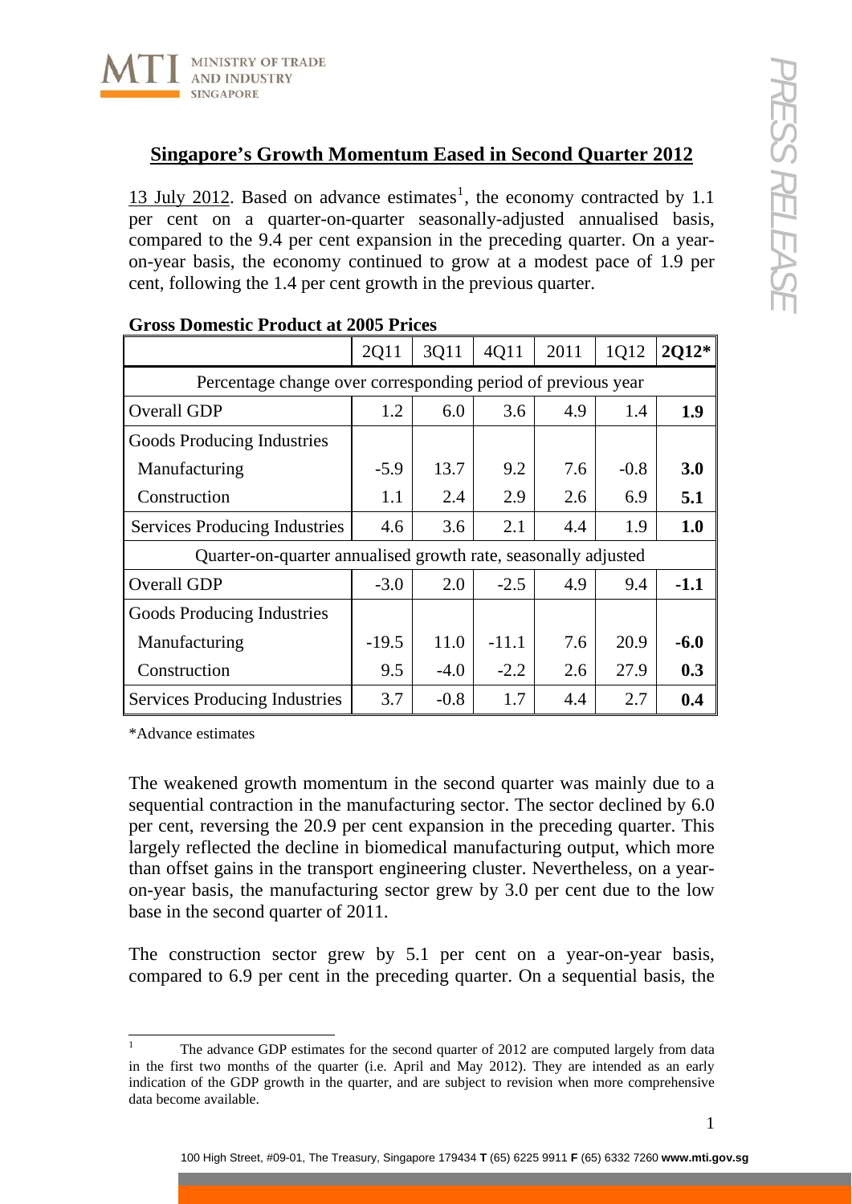## Singapore's Growth Momentum Eased in Second Quarter 2012

13 July 2012. Based on advance estimates[1], the economy contracted by 1.1 per cent on a quarter-on-quarter seasonally-adjusted annualised basis, compared to the 9.4 per cent expansion in the preceding quarter. On a year-on-year basis, the economy continued to grow at a modest pace of 1.9 per cent, following the 1.4 per cent growth in the previous quarter.

**Gross Domestic Product at 2005 Prices**

| | 2Q11 | 3Q11 | 4Q11 | 2011 | 1Q12 | **2Q12*** |
|---|---|---|---|---|---|---|
| Percentage change over corresponding period of previous year | | | | | | |
| Overall GDP | 1.2 | 6.0 | 3.6 | 4.9 | 1.4 | **1.9** |
| Goods Producing Industries | | | | | | |
| Manufacturing | -5.9 | 13.7 | 9.2 | 7.6 | -0.8 | **3.0** |
| Construction | 1.1 | 2.4 | 2.9 | 2.6 | 6.9 | **5.1** |
| Services Producing Industries | 4.6 | 3.6 | 2.1 | 4.4 | 1.9 | **1.0** |
| Quarter-on-quarter annualised growth rate, seasonally adjusted | | | | | | |
| Overall GDP | -3.0 | 2.0 | -2.5 | 4.9 | 9.4 | **-1.1** |
| Goods Producing Industries | | | | | | |
| Manufacturing | -19.5 | 11.0 | -11.1 | 7.6 | 20.9 | **-6.0** |
| Construction | 9.5 | -4.0 | -2.2 | 2.6 | 27.9 | **0.3** |
| Services Producing Industries | 3.7 | -0.8 | 1.7 | 4.4 | 2.7 | **0.4** |

*Advance estimates

The weakened growth momentum in the second quarter was mainly due to a sequential contraction in the manufacturing sector. The sector declined by 6.0 per cent, reversing the 20.9 per cent expansion in the preceding quarter. This largely reflected the decline in biomedical manufacturing output, which more than offset gains in the transport engineering cluster. Nevertheless, on a year-on-year basis, the manufacturing sector grew by 3.0 per cent due to the low base in the second quarter of 2011.

The construction sector grew by 5.1 per cent on a year-on-year basis, compared to 6.9 per cent in the preceding quarter. On a sequential basis, the

[1] The advance GDP estimates for the second quarter of 2012 are computed largely from data in the first two months of the quarter (i.e. April and May 2012). They are intended as an early indication of the GDP growth in the quarter, and are subject to revision when more comprehensive data become available.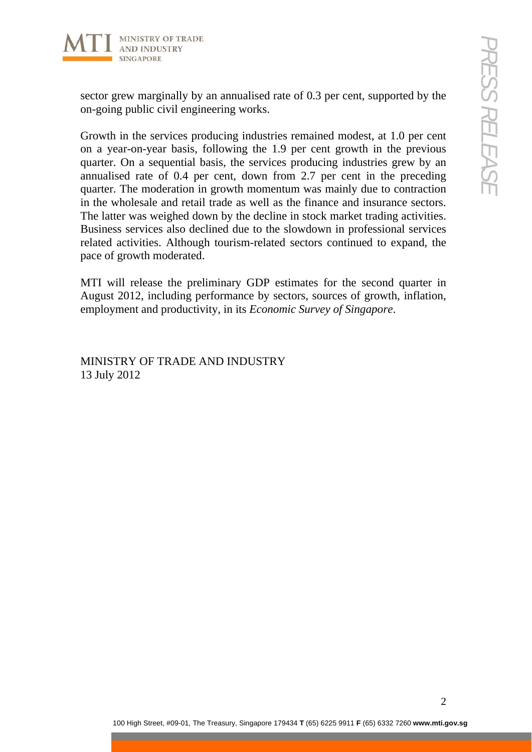sector grew marginally by an annualised rate of 0.3 per cent, supported by the on-going public civil engineering works.

Growth in the services producing industries remained modest, at 1.0 per cent on a year-on-year basis, following the 1.9 per cent growth in the previous quarter. On a sequential basis, the services producing industries grew by an annualised rate of 0.4 per cent, down from 2.7 per cent in the preceding quarter. The moderation in growth momentum was mainly due to contraction in the wholesale and retail trade as well as the finance and insurance sectors. The latter was weighed down by the decline in stock market trading activities. Business services also declined due to the slowdown in professional services related activities. Although tourism-related sectors continued to expand, the pace of growth moderated.

MTI will release the preliminary GDP estimates for the second quarter in August 2012, including performance by sectors, sources of growth, inflation, employment and productivity, in its *Economic Survey of Singapore*.

MINISTRY OF TRADE AND INDUSTRY
13 July 2012